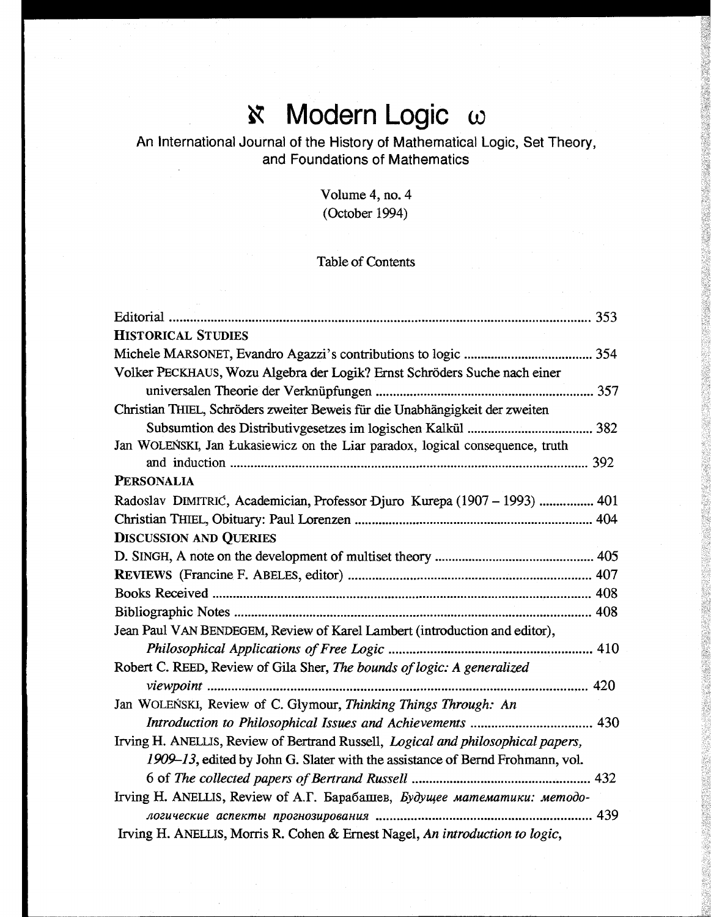# ℵ Modern Logic ω

An International Journal of the History of Mathematical Logic, Set Theory, and Foundations of Mathematics

Volume 4, no. 4
(October 1994)

Table of Contents

Editorial ..... 353

**HISTORICAL STUDIES**

Michele MARSONET, Evandro Agazzi's contributions to logic ..... 354

Volker PECKHAUS, Wozu Algebra der Logik? Ernst Schröders Suche nach einer universalen Theorie der Verknüpfungen ..... 357

Christian THIEL, Schröders zweiter Beweis für die Unabhängigkeit der zweiten Subsumtion des Distributivgesetzes im logischen Kalkül ..... 382

Jan WOLEŃSKI, Jan Łukasiewicz on the Liar paradox, logical consequence, truth and induction ..... 392

**PERSONALIA**

Radoslav DIMITRIĆ, Academician, Professor Djuro Kurepa (1907 – 1993) ..... 401

Christian THIEL, Obituary: Paul Lorenzen ..... 404

**DISCUSSION AND QUERIES**

D. SINGH, A note on the development of multiset theory ..... 405

REVIEWS (Francine F. ABELES, editor) ..... 407

Books Received ..... 408

Bibliographic Notes ..... 408

Jean Paul VAN BENDEGEM, Review of Karel Lambert (introduction and editor), *Philosophical Applications of Free Logic* ..... 410

Robert C. REED, Review of Gila Sher, *The bounds of logic: A generalized viewpoint* ..... 420

Jan WOLEŃSKI, Review of C. Glymour, *Thinking Things Through: An Introduction to Philosophical Issues and Achievements* ..... 430

Irving H. ANELLIS, Review of Bertrand Russell, *Logical and philosophical papers, 1909–13*, edited by John G. Slater with the assistance of Bernd Frohmann, vol. 6 of *The collected papers of Bertrand Russell* ..... 432

Irving H. ANELLIS, Review of A.Г. Барабашев, *Будущее математики: методологические аспекты прогнозирования* ..... 439

Irving H. ANELLIS, Morris R. Cohen & Ernest Nagel, *An introduction to logic*,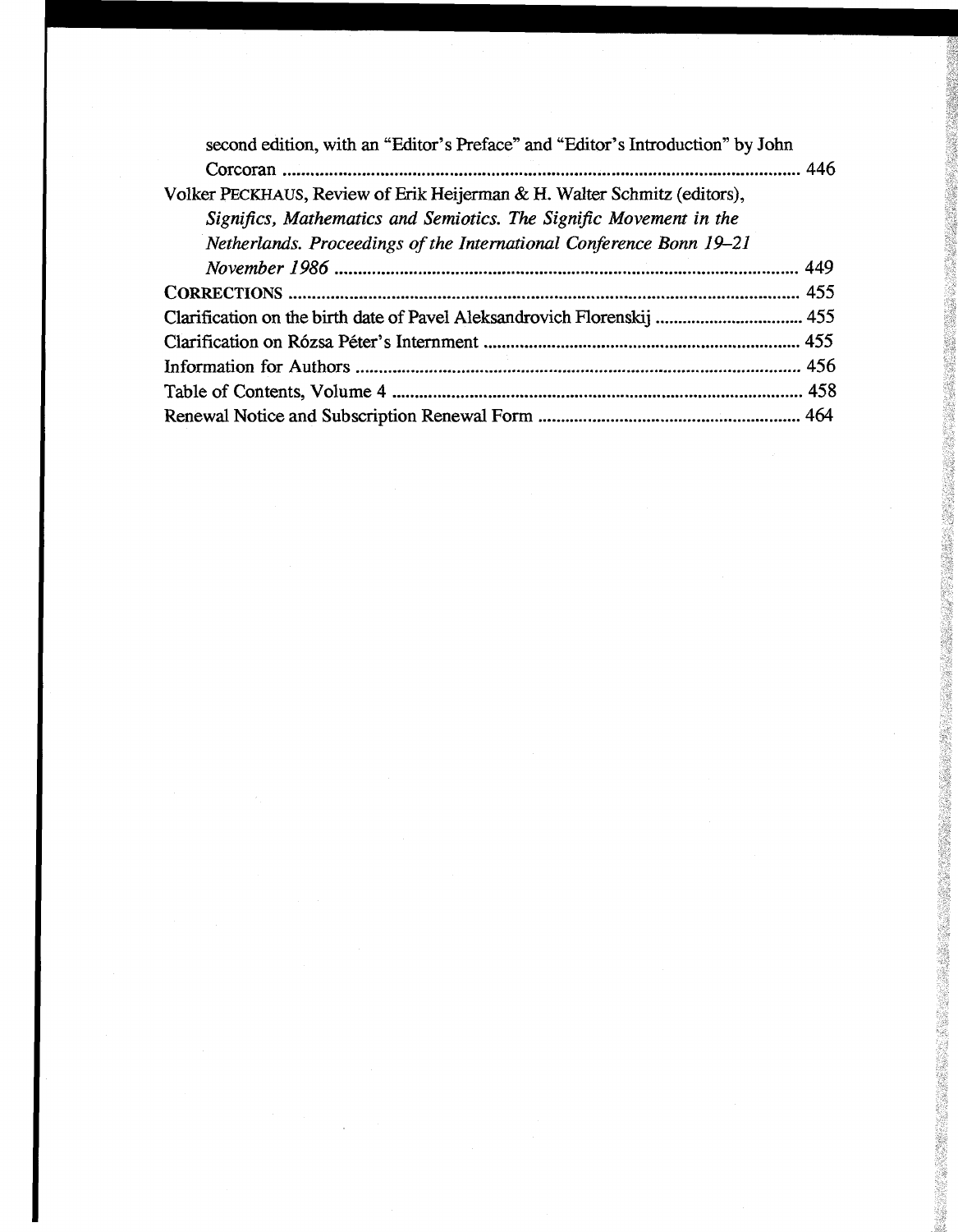second edition, with an "Editor's Preface" and "Editor's Introduction" by John Corcoran ........................................................................................................ 446

Volker PECKHAUS, Review of Erik Heijerman & H. Walter Schmitz (editors), *Significs, Mathematics and Semiotics. The Signific Movement in the Netherlands. Proceedings of the International Conference Bonn 19–21 November 1986* ........................................................................................ 449

CORRECTIONS ........................................................................................................ 455

Clarification on the birth date of Pavel Aleksandrovich Florenskij ................................ 455

Clarification on Rózsa Péter's Internment ..................................................................... 455

Information for Authors ............................................................................................. 456

Table of Contents, Volume 4 ....................................................................................... 458

Renewal Notice and Subscription Renewal Form ......................................................... 464